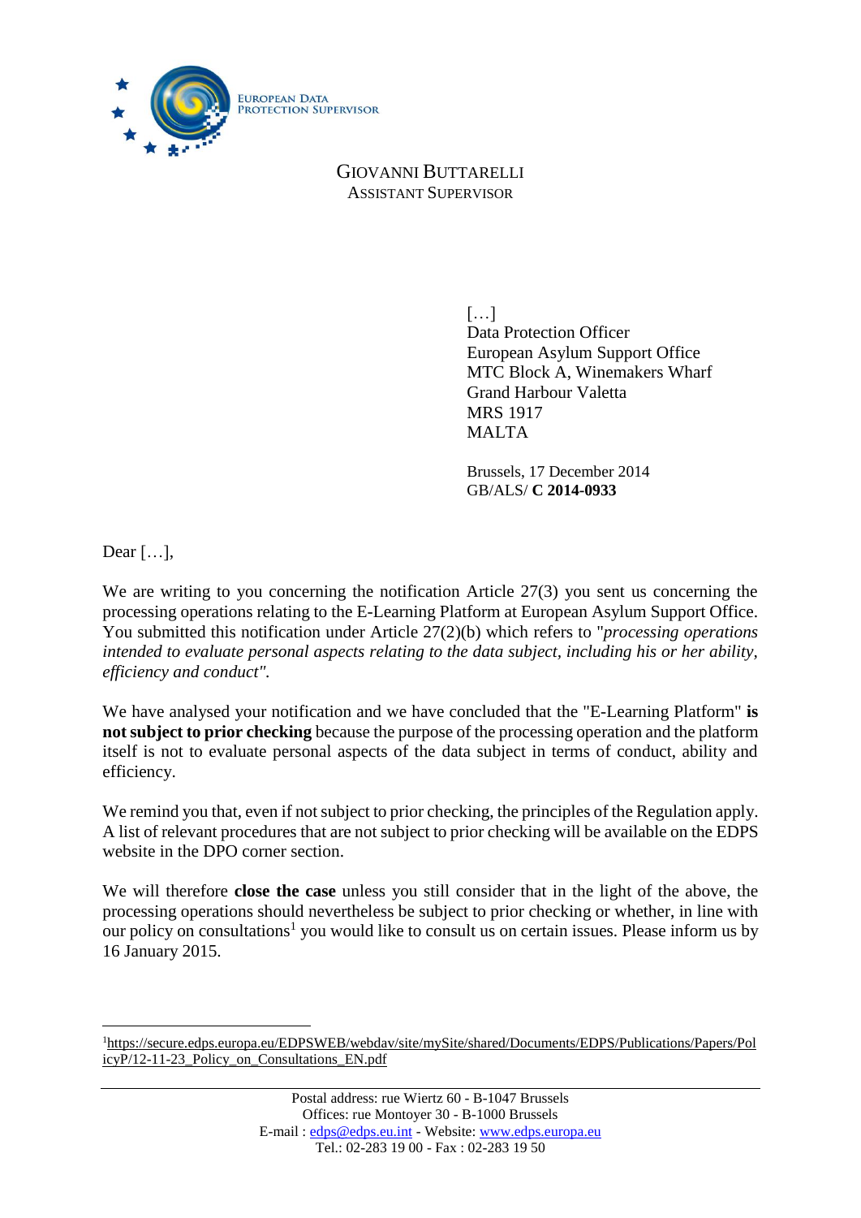EUROPEAN DATA PROTECTION SUPERVISOR

GIOVANNI BUTTARELLI
ASSISTANT SUPERVISOR

[…]
Data Protection Officer
European Asylum Support Office
MTC Block A, Winemakers Wharf
Grand Harbour Valetta
MRS 1917
MALTA

Brussels, 17 December 2014
GB/ALS/ **C 2014-0933**

Dear […],

We are writing to you concerning the notification Article 27(3) you sent us concerning the processing operations relating to the E-Learning Platform at European Asylum Support Office. You submitted this notification under Article 27(2)(b) which refers to "*processing operations intended to evaluate personal aspects relating to the data subject, including his or her ability, efficiency and conduct".*

We have analysed your notification and we have concluded that the "E-Learning Platform" **is not subject to prior checking** because the purpose of the processing operation and the platform itself is not to evaluate personal aspects of the data subject in terms of conduct, ability and efficiency.

We remind you that, even if not subject to prior checking, the principles of the Regulation apply. A list of relevant procedures that are not subject to prior checking will be available on the EDPS website in the DPO corner section.

We will therefore **close the case** unless you still consider that in the light of the above, the processing operations should nevertheless be subject to prior checking or whether, in line with our policy on consultations[1] you would like to consult us on certain issues. Please inform us by 16 January 2015.

[1]https://secure.edps.europa.eu/EDPSWEB/webdav/site/mySite/shared/Documents/EDPS/Publications/Papers/PolicyP/12-11-23_Policy_on_Consultations_EN.pdf

Postal address: rue Wiertz 60 - B-1047 Brussels
Offices: rue Montoyer 30 - B-1000 Brussels
E-mail : edps@edps.eu.int - Website: www.edps.europa.eu
Tel.: 02-283 19 00 - Fax : 02-283 19 50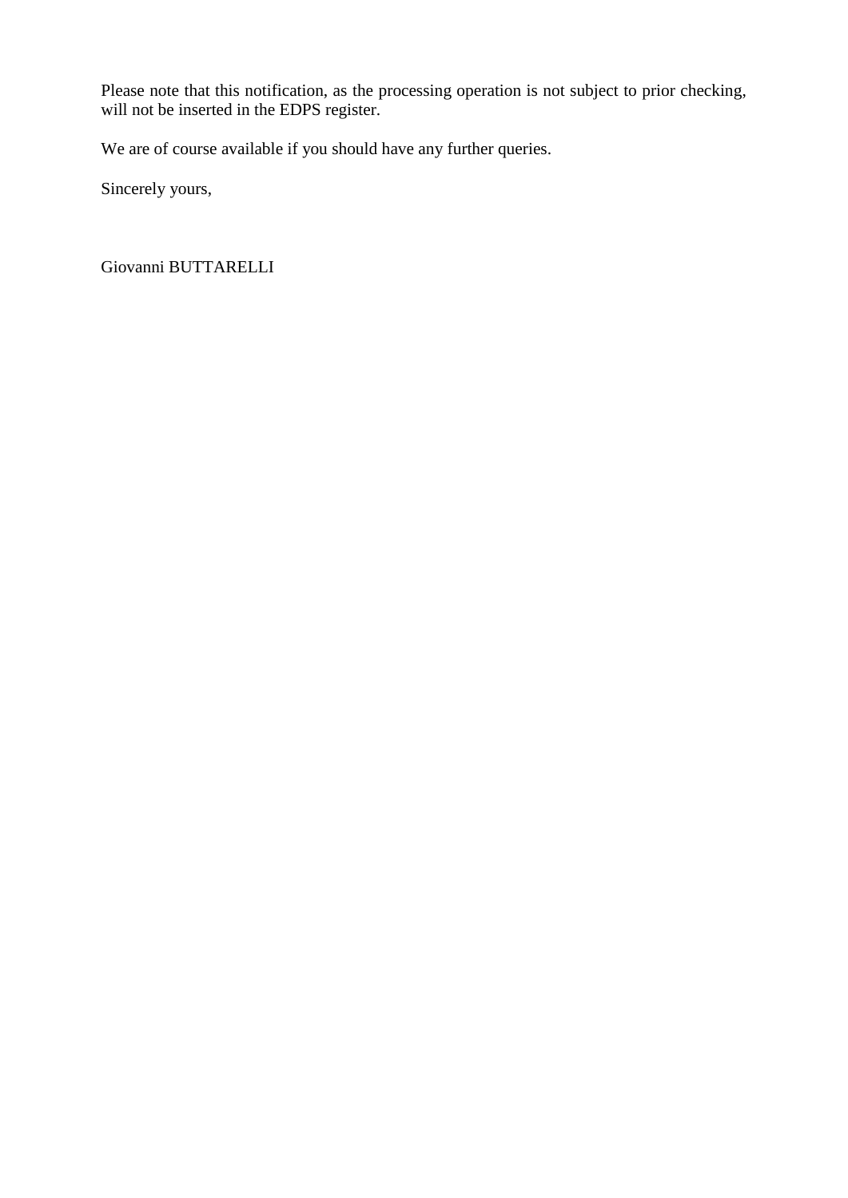Please note that this notification, as the processing operation is not subject to prior checking, will not be inserted in the EDPS register.

We are of course available if you should have any further queries.

Sincerely yours,

Giovanni BUTTARELLI